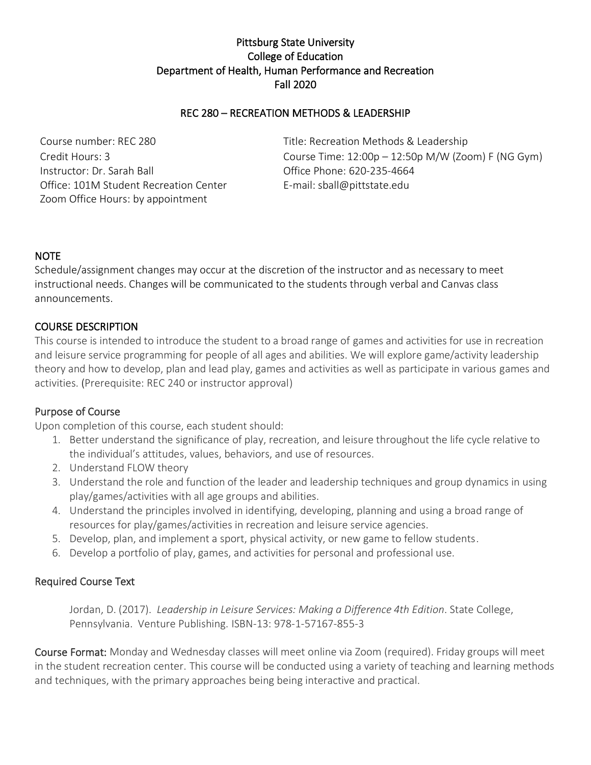# Pittsburg State University
# College of Education
# Department of Health, Human Performance and Recreation
# Fall 2020

## REC 280 – RECREATION METHODS & LEADERSHIP

Course number: REC 280
Credit Hours: 3
Instructor: Dr. Sarah Ball
Office: 101M Student Recreation Center
Zoom Office Hours: by appointment

Title: Recreation Methods & Leadership
Course Time: 12:00p – 12:50p M/W (Zoom) F (NG Gym)
Office Phone: 620-235-4664
E-mail: sball@pittstate.edu

## NOTE

Schedule/assignment changes may occur at the discretion of the instructor and as necessary to meet instructional needs. Changes will be communicated to the students through verbal and Canvas class announcements.

## COURSE DESCRIPTION

This course is intended to introduce the student to a broad range of games and activities for use in recreation and leisure service programming for people of all ages and abilities. We will explore game/activity leadership theory and how to develop, plan and lead play, games and activities as well as participate in various games and activities. (Prerequisite: REC 240 or instructor approval)

### Purpose of Course

Upon completion of this course, each student should:

1. Better understand the significance of play, recreation, and leisure throughout the life cycle relative to the individual's attitudes, values, behaviors, and use of resources.
2. Understand FLOW theory
3. Understand the role and function of the leader and leadership techniques and group dynamics in using play/games/activities with all age groups and abilities.
4. Understand the principles involved in identifying, developing, planning and using a broad range of resources for play/games/activities in recreation and leisure service agencies.
5. Develop, plan, and implement a sport, physical activity, or new game to fellow students.
6. Develop a portfolio of play, games, and activities for personal and professional use.

### Required Course Text

Jordan, D. (2017). *Leadership in Leisure Services: Making a Difference 4th Edition*. State College, Pennsylvania. Venture Publishing. ISBN-13: 978-1-57167-855-3

**Course Format:** Monday and Wednesday classes will meet online via Zoom (required). Friday groups will meet in the student recreation center. This course will be conducted using a variety of teaching and learning methods and techniques, with the primary approaches being being interactive and practical.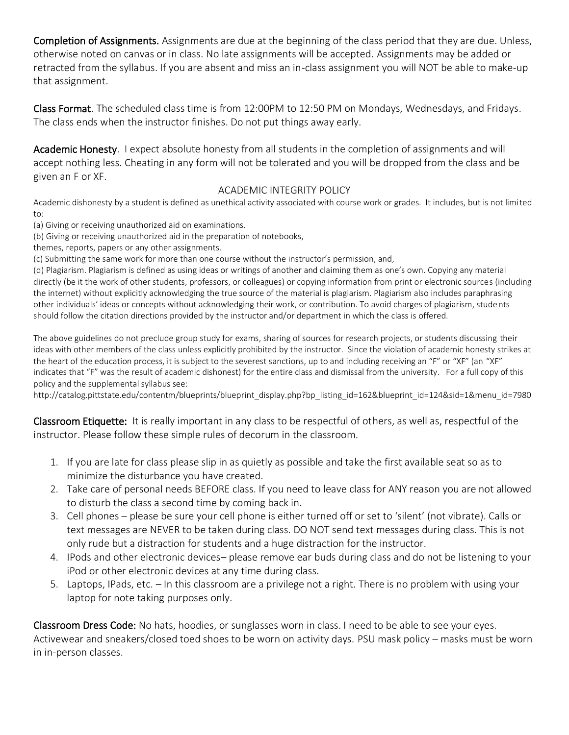**Completion of Assignments.** Assignments are due at the beginning of the class period that they are due. Unless, otherwise noted on canvas or in class. No late assignments will be accepted. Assignments may be added or retracted from the syllabus. If you are absent and miss an in-class assignment you will NOT be able to make-up that assignment.

**Class Format**. The scheduled class time is from 12:00PM to 12:50 PM on Mondays, Wednesdays, and Fridays. The class ends when the instructor finishes. Do not put things away early.

**Academic Honesty**. I expect absolute honesty from all students in the completion of assignments and will accept nothing less. Cheating in any form will not be tolerated and you will be dropped from the class and be given an F or XF.

ACADEMIC INTEGRITY POLICY

Academic dishonesty by a student is defined as unethical activity associated with course work or grades. It includes, but is not limited to:

(a) Giving or receiving unauthorized aid on examinations.

(b) Giving or receiving unauthorized aid in the preparation of notebooks, themes, reports, papers or any other assignments.

(c) Submitting the same work for more than one course without the instructor's permission, and,

(d) Plagiarism. Plagiarism is defined as using ideas or writings of another and claiming them as one's own. Copying any material directly (be it the work of other students, professors, or colleagues) or copying information from print or electronic sources (including the internet) without explicitly acknowledging the true source of the material is plagiarism. Plagiarism also includes paraphrasing other individuals' ideas or concepts without acknowledging their work, or contribution. To avoid charges of plagiarism, students should follow the citation directions provided by the instructor and/or department in which the class is offered.

The above guidelines do not preclude group study for exams, sharing of sources for research projects, or students discussing their ideas with other members of the class unless explicitly prohibited by the instructor. Since the violation of academic honesty strikes at the heart of the education process, it is subject to the severest sanctions, up to and including receiving an "F" or "XF" (an "XF" indicates that "F" was the result of academic dishonest) for the entire class and dismissal from the university. For a full copy of this policy and the supplemental syllabus see:
http://catalog.pittstate.edu/contentm/blueprints/blueprint_display.php?bp_listing_id=162&blueprint_id=124&sid=1&menu_id=7980

**Classroom Etiquette:** It is really important in any class to be respectful of others, as well as, respectful of the instructor. Please follow these simple rules of decorum in the classroom.

1. If you are late for class please slip in as quietly as possible and take the first available seat so as to minimize the disturbance you have created.
2. Take care of personal needs BEFORE class. If you need to leave class for ANY reason you are not allowed to disturb the class a second time by coming back in.
3. Cell phones – please be sure your cell phone is either turned off or set to 'silent' (not vibrate). Calls or text messages are NEVER to be taken during class. DO NOT send text messages during class. This is not only rude but a distraction for students and a huge distraction for the instructor.
4. IPods and other electronic devices– please remove ear buds during class and do not be listening to your iPod or other electronic devices at any time during class.
5. Laptops, IPads, etc. – In this classroom are a privilege not a right. There is no problem with using your laptop for note taking purposes only.

**Classroom Dress Code:** No hats, hoodies, or sunglasses worn in class. I need to be able to see your eyes. Activewear and sneakers/closed toed shoes to be worn on activity days. PSU mask policy – masks must be worn in in-person classes.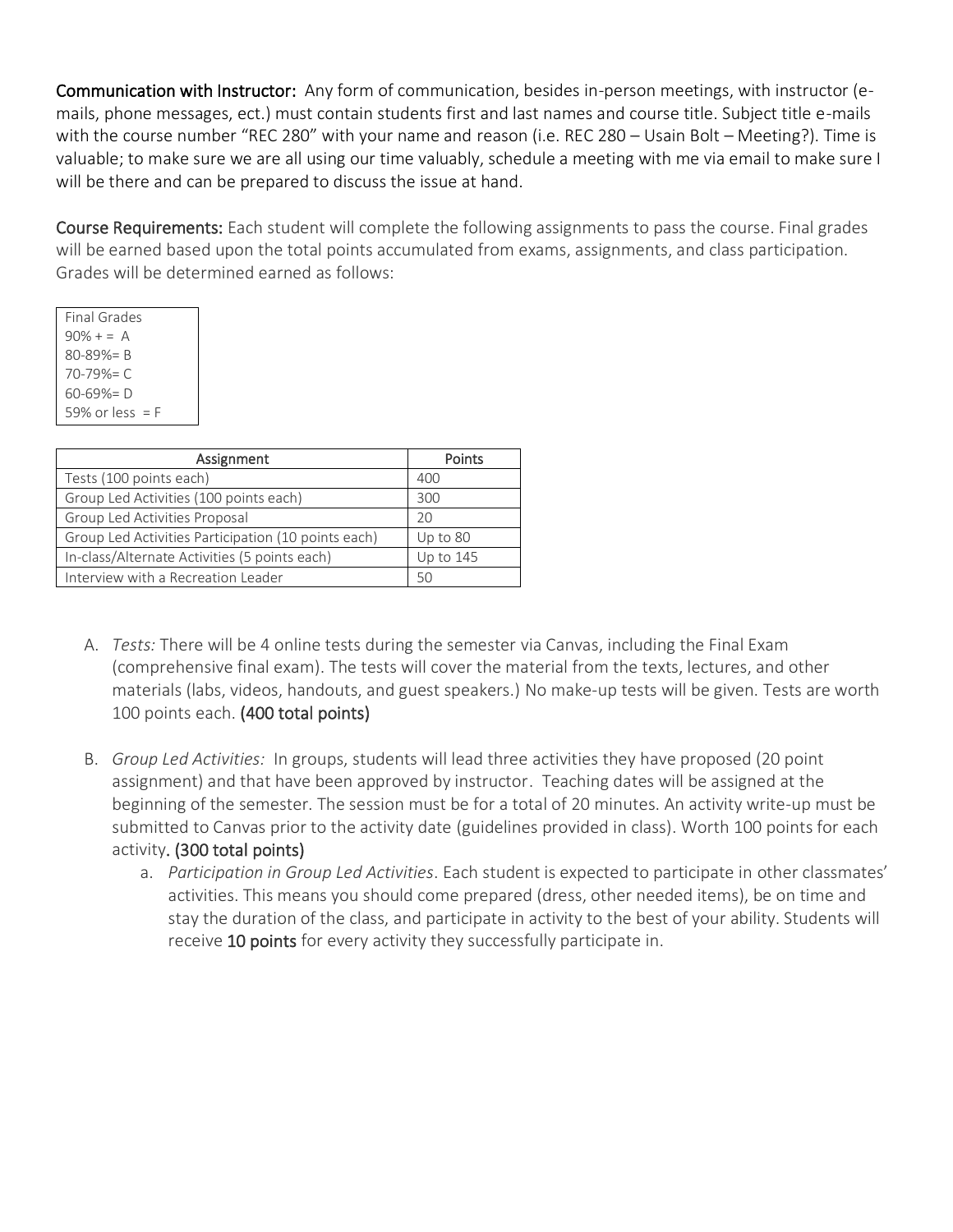**Communication with Instructor:** Any form of communication, besides in-person meetings, with instructor (e-mails, phone messages, ect.) must contain students first and last names and course title. Subject title e-mails with the course number "REC 280" with your name and reason (i.e. REC 280 – Usain Bolt – Meeting?). Time is valuable; to make sure we are all using our time valuably, schedule a meeting with me via email to make sure I will be there and can be prepared to discuss the issue at hand.

**Course Requirements:** Each student will complete the following assignments to pass the course. Final grades will be earned based upon the total points accumulated from exams, assignments, and class participation. Grades will be determined earned as follows:

| Final Grades |
|---|
| 90% + = A |
| 80-89%= B |
| 70-79%= C |
| 60-69%= D |
| 59% or less = F |

| Assignment | Points |
|---|---|
| Tests (100 points each) | 400 |
| Group Led Activities (100 points each) | 300 |
| Group Led Activities Proposal | 20 |
| Group Led Activities Participation (10 points each) | Up to 80 |
| In-class/Alternate Activities (5 points each) | Up to 145 |
| Interview with a Recreation Leader | 50 |

A. *Tests:* There will be 4 online tests during the semester via Canvas, including the Final Exam (comprehensive final exam). The tests will cover the material from the texts, lectures, and other materials (labs, videos, handouts, and guest speakers.) No make-up tests will be given. Tests are worth 100 points each. **(400 total points)**

B. *Group Led Activities:* In groups, students will lead three activities they have proposed (20 point assignment) and that have been approved by instructor. Teaching dates will be assigned at the beginning of the semester. The session must be for a total of 20 minutes. An activity write-up must be submitted to Canvas prior to the activity date (guidelines provided in class). Worth 100 points for each activity**. (300 total points)**

   a. *Participation in Group Led Activities*. Each student is expected to participate in other classmates' activities. This means you should come prepared (dress, other needed items), be on time and stay the duration of the class, and participate in activity to the best of your ability. Students will receive **10 points** for every activity they successfully participate in.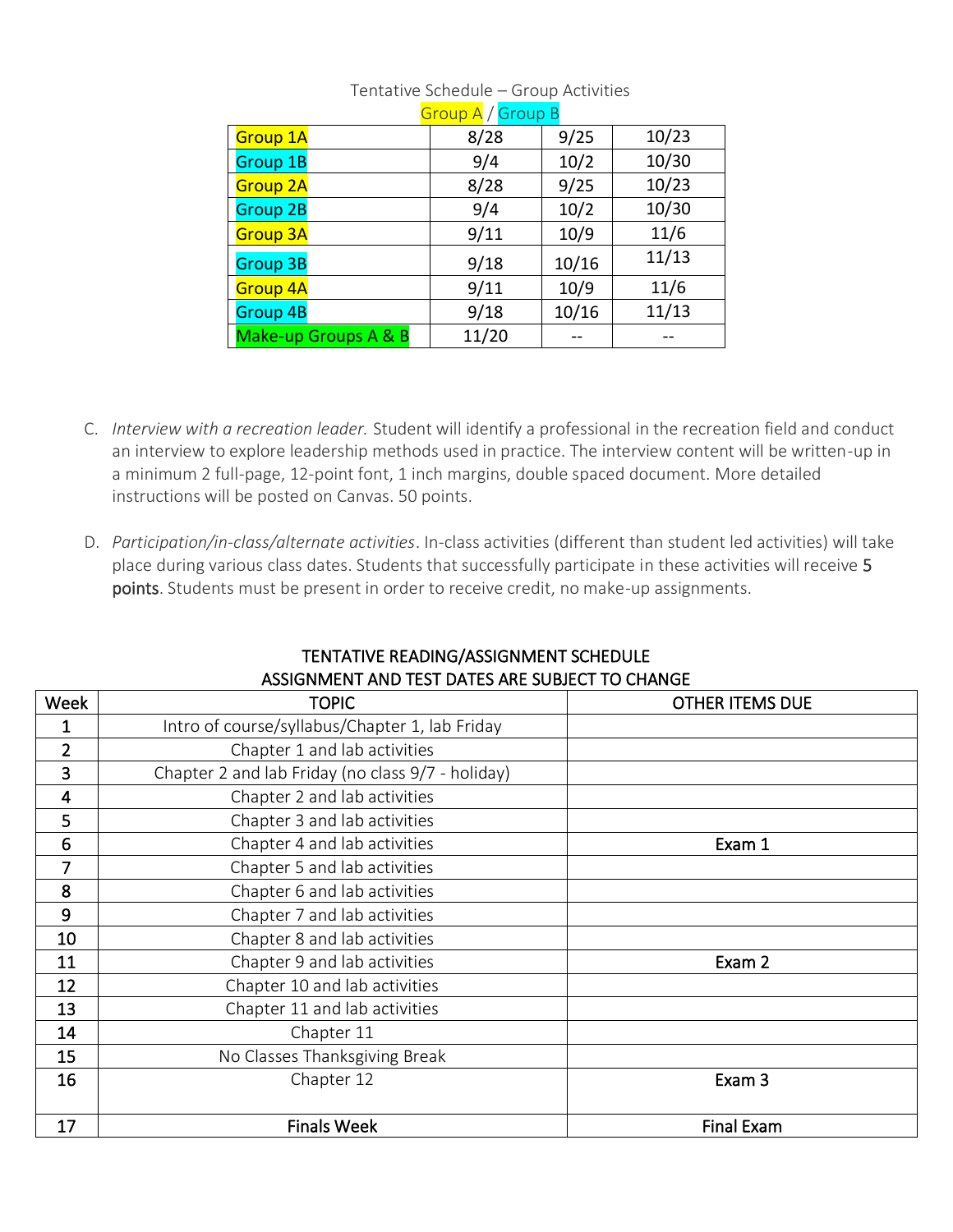Tentative Schedule – Group Activities

Group A / Group B

| | | | |
|---|---|---|---|
| Group 1A | 8/28 | 9/25 | 10/23 |
| Group 1B | 9/4 | 10/2 | 10/30 |
| Group 2A | 8/28 | 9/25 | 10/23 |
| Group 2B | 9/4 | 10/2 | 10/30 |
| Group 3A | 9/11 | 10/9 | 11/6 |
| Group 3B | 9/18 | 10/16 | 11/13 |
| Group 4A | 9/11 | 10/9 | 11/6 |
| Group 4B | 9/18 | 10/16 | 11/13 |
| Make-up Groups A & B | 11/20 | -- | -- |

C. *Interview with a recreation leader.* Student will identify a professional in the recreation field and conduct an interview to explore leadership methods used in practice. The interview content will be written-up in a minimum 2 full-page, 12-point font, 1 inch margins, double spaced document. More detailed instructions will be posted on Canvas. 50 points.

D. *Participation/in-class/alternate activities*. In-class activities (different than student led activities) will take place during various class dates. Students that successfully participate in these activities will receive **5 points**. Students must be present in order to receive credit, no make-up assignments.

TENTATIVE READING/ASSIGNMENT SCHEDULE
ASSIGNMENT AND TEST DATES ARE SUBJECT TO CHANGE

| Week | TOPIC | OTHER ITEMS DUE |
|---|---|---|
| 1 | Intro of course/syllabus/Chapter 1, lab Friday | |
| 2 | Chapter 1 and lab activities | |
| 3 | Chapter 2 and lab Friday (no class 9/7 - holiday) | |
| 4 | Chapter 2 and lab activities | |
| 5 | Chapter 3 and lab activities | |
| 6 | Chapter 4 and lab activities | Exam 1 |
| 7 | Chapter 5 and lab activities | |
| 8 | Chapter 6 and lab activities | |
| 9 | Chapter 7 and lab activities | |
| 10 | Chapter 8 and lab activities | |
| 11 | Chapter 9 and lab activities | Exam 2 |
| 12 | Chapter 10 and lab activities | |
| 13 | Chapter 11 and lab activities | |
| 14 | Chapter 11 | |
| 15 | No Classes Thanksgiving Break | |
| 16 | Chapter 12 | Exam 3 |
| 17 | **Finals Week** | **Final Exam** |